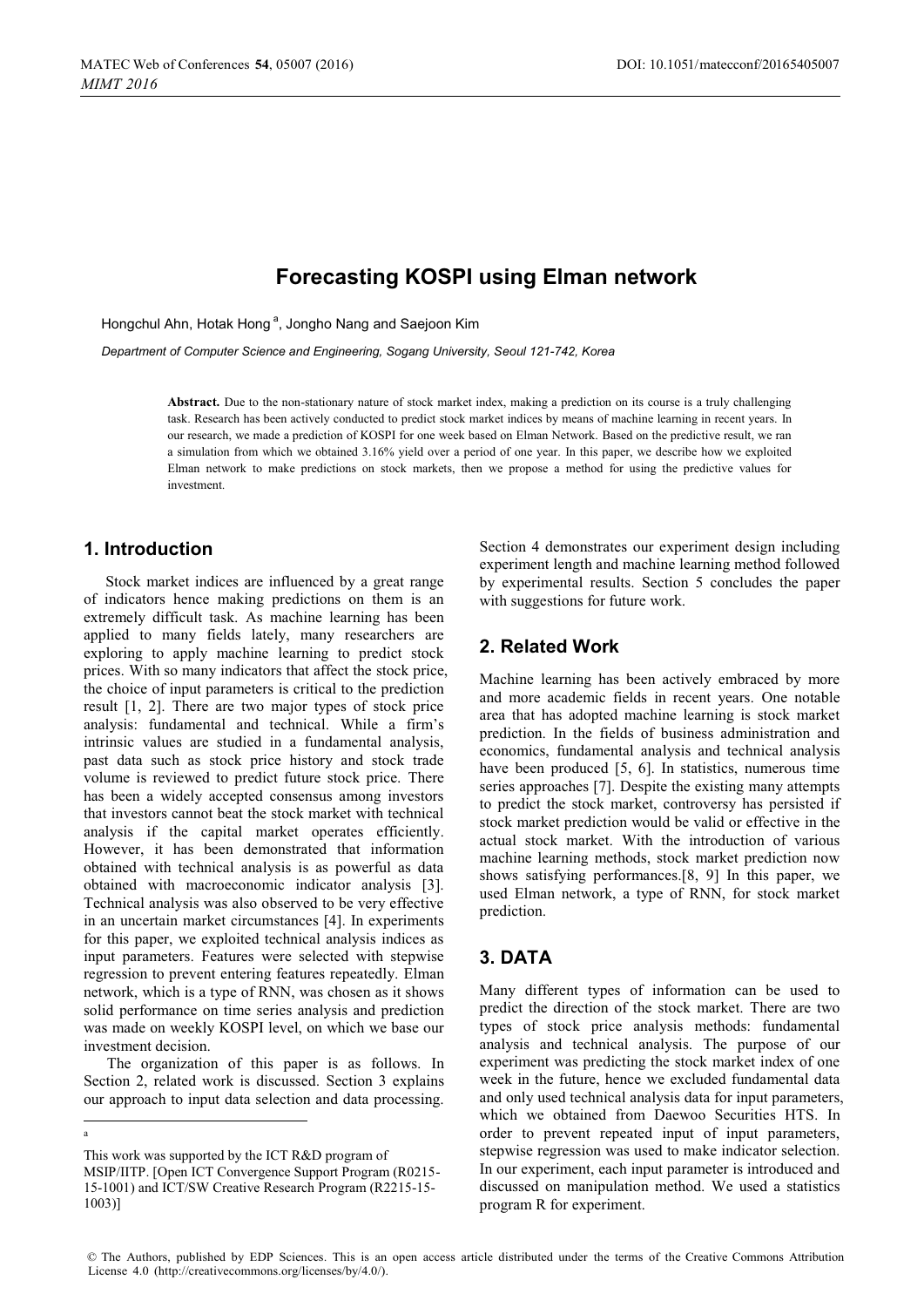# Forecasting KOSPI using Elman network

Hongchul Ahn, Hotak Hong [a], Jongho Nang and Saejoon Kim

*Department of Computer Science and Engineering, Sogang University, Seoul 121-742, Korea*

**Abstract.** Due to the non-stationary nature of stock market index, making a prediction on its course is a truly challenging task. Research has been actively conducted to predict stock market indices by means of machine learning in recent years. In our research, we made a prediction of KOSPI for one week based on Elman Network. Based on the predictive result, we ran a simulation from which we obtained 3.16% yield over a period of one year. In this paper, we describe how we exploited Elman network to make predictions on stock markets, then we propose a method for using the predictive values for investment.

## 1. Introduction

Stock market indices are influenced by a great range of indicators hence making predictions on them is an extremely difficult task. As machine learning has been applied to many fields lately, many researchers are exploring to apply machine learning to predict stock prices. With so many indicators that affect the stock price, the choice of input parameters is critical to the prediction result [1, 2]. There are two major types of stock price analysis: fundamental and technical. While a firm's intrinsic values are studied in a fundamental analysis, past data such as stock price history and stock trade volume is reviewed to predict future stock price. There has been a widely accepted consensus among investors that investors cannot beat the stock market with technical analysis if the capital market operates efficiently. However, it has been demonstrated that information obtained with technical analysis is as powerful as data obtained with macroeconomic indicator analysis [3]. Technical analysis was also observed to be very effective in an uncertain market circumstances [4]. In experiments for this paper, we exploited technical analysis indices as input parameters. Features were selected with stepwise regression to prevent entering features repeatedly. Elman network, which is a type of RNN, was chosen as it shows solid performance on time series analysis and prediction was made on weekly KOSPI level, on which we base our investment decision.

The organization of this paper is as follows. In Section 2, related work is discussed. Section 3 explains our approach to input data selection and data processing. Section 4 demonstrates our experiment design including experiment length and machine learning method followed by experimental results. Section 5 concludes the paper with suggestions for future work.

## 2. Related Work

Machine learning has been actively embraced by more and more academic fields in recent years. One notable area that has adopted machine learning is stock market prediction. In the fields of business administration and economics, fundamental analysis and technical analysis have been produced [5, 6]. In statistics, numerous time series approaches [7]. Despite the existing many attempts to predict the stock market, controversy has persisted if stock market prediction would be valid or effective in the actual stock market. With the introduction of various machine learning methods, stock market prediction now shows satisfying performances.[8, 9] In this paper, we used Elman network, a type of RNN, for stock market prediction.

## 3. DATA

Many different types of information can be used to predict the direction of the stock market. There are two types of stock price analysis methods: fundamental analysis and technical analysis. The purpose of our experiment was predicting the stock market index of one week in the future, hence we excluded fundamental data and only used technical analysis data for input parameters, which we obtained from Daewoo Securities HTS. In order to prevent repeated input of input parameters, stepwise regression was used to make indicator selection. In our experiment, each input parameter is introduced and discussed on manipulation method. We used a statistics program R for experiment.

---

[a]

This work was supported by the ICT R&D program of MSIP/IITP. [Open ICT Convergence Support Program (R0215-15-1001) and ICT/SW Creative Research Program (R2215-15-1003)]

© The Authors, published by EDP Sciences. This is an open access article distributed under the terms of the Creative Commons Attribution License 4.0 (http://creativecommons.org/licenses/by/4.0/).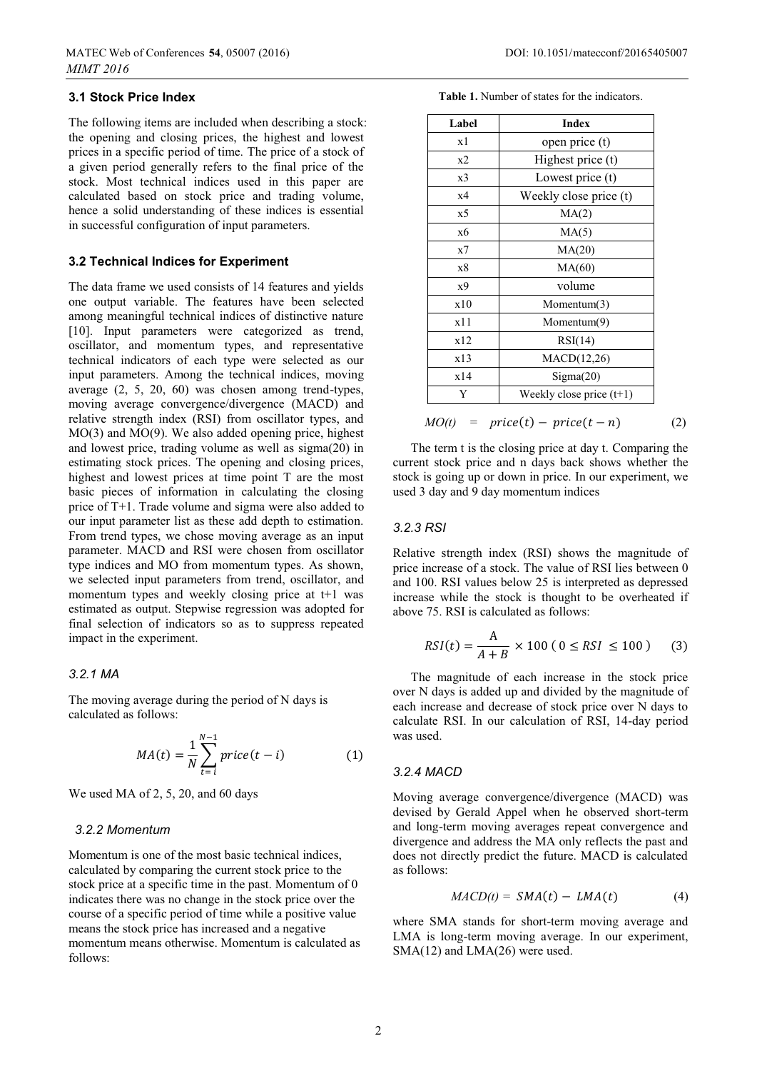### 3.1 Stock Price Index

The following items are included when describing a stock: the opening and closing prices, the highest and lowest prices in a specific period of time. The price of a stock of a given period generally refers to the final price of the stock. Most technical indices used in this paper are calculated based on stock price and trading volume, hence a solid understanding of these indices is essential in successful configuration of input parameters.

### 3.2 Technical Indices for Experiment

The data frame we used consists of 14 features and yields one output variable. The features have been selected among meaningful technical indices of distinctive nature [10]. Input parameters were categorized as trend, oscillator, and momentum types, and representative technical indicators of each type were selected as our input parameters. Among the technical indices, moving average (2, 5, 20, 60) was chosen among trend-types, moving average convergence/divergence (MACD) and relative strength index (RSI) from oscillator types, and MO(3) and MO(9). We also added opening price, highest and lowest price, trading volume as well as sigma(20) in estimating stock prices. The opening and closing prices, highest and lowest prices at time point T are the most basic pieces of information in calculating the closing price of T+1. Trade volume and sigma were also added to our input parameter list as these add depth to estimation. From trend types, we chose moving average as an input parameter. MACD and RSI were chosen from oscillator type indices and MO from momentum types. As shown, we selected input parameters from trend, oscillator, and momentum types and weekly closing price at t+1 was estimated as output. Stepwise regression was adopted for final selection of indicators so as to suppress repeated impact in the experiment.

#### 3.2.1 MA

The moving average during the period of N days is calculated as follows:

$$MA(t) = \frac{1}{N}\sum_{t=i}^{N-1} price(t-i) \tag{1}$$

We used MA of 2, 5, 20, and 60 days

#### 3.2.2 Momentum

Momentum is one of the most basic technical indices, calculated by comparing the current stock price to the stock price at a specific time in the past. Momentum of 0 indicates there was no change in the stock price over the course of a specific period of time while a positive value means the stock price has increased and a negative momentum means otherwise. Momentum is calculated as follows:

**Table 1.** Number of states for the indicators.

| Label | Index |
|---|---|
| x1 | open price (t) |
| x2 | Highest price (t) |
| x3 | Lowest price (t) |
| x4 | Weekly close price (t) |
| x5 | MA(2) |
| x6 | MA(5) |
| x7 | MA(20) |
| x8 | MA(60) |
| x9 | volume |
| x10 | Momentum(3) |
| x11 | Momentum(9) |
| x12 | RSI(14) |
| x13 | MACD(12,26) |
| x14 | Sigma(20) |
| Y | Weekly close price (t+1) |

$$MO(t) \;=\; price(t) - price(t-n) \tag{2}$$

The term t is the closing price at day t. Comparing the current stock price and n days back shows whether the stock is going up or down in price. In our experiment, we used 3 day and 9 day momentum indices

#### 3.2.3 RSI

Relative strength index (RSI) shows the magnitude of price increase of a stock. The value of RSI lies between 0 and 100. RSI values below 25 is interpreted as depressed increase while the stock is thought to be overheated if above 75. RSI is calculated as follows:

$$RSI(t) = \frac{A}{A+B} \times 100 \;(\, 0 \leq RSI \;\leq 100\,) \tag{3}$$

The magnitude of each increase in the stock price over N days is added up and divided by the magnitude of each increase and decrease of stock price over N days to calculate RSI. In our calculation of RSI, 14-day period was used.

#### 3.2.4 MACD

Moving average convergence/divergence (MACD) was devised by Gerald Appel when he observed short-term and long-term moving averages repeat convergence and divergence and address the MA only reflects the past and does not directly predict the future. MACD is calculated as follows:

$$MACD(t) = SMA(t) - LMA(t) \tag{4}$$

where SMA stands for short-term moving average and LMA is long-term moving average. In our experiment, SMA(12) and LMA(26) were used.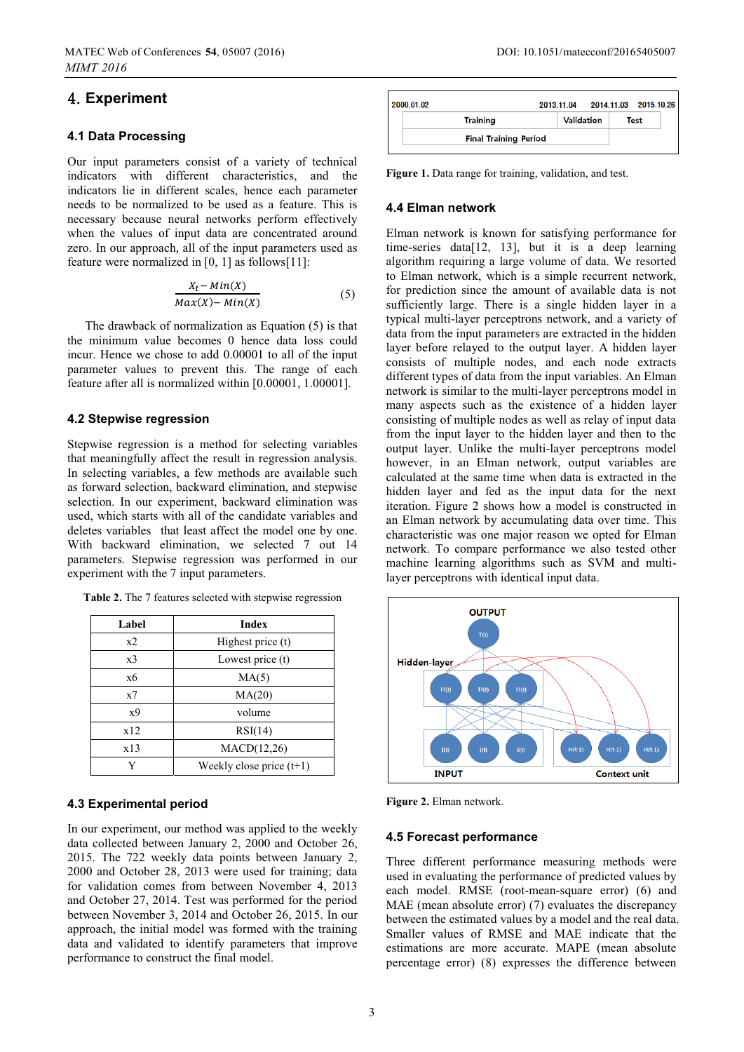## 4. Experiment

### 4.1 Data Processing

Our input parameters consist of a variety of technical indicators with different characteristics, and the indicators lie in different scales, hence each parameter needs to be normalized to be used as a feature. This is necessary because neural networks perform effectively when the values of input data are concentrated around zero. In our approach, all of the input parameters used as feature were normalized in [0, 1] as follows[11]:

$$\frac{X_t - Min(X)}{Max(X) - Min(X)} \tag{5}$$

The drawback of normalization as Equation (5) is that the minimum value becomes 0 hence data loss could incur. Hence we chose to add 0.00001 to all of the input parameter values to prevent this. The range of each feature after all is normalized within [0.00001, 1.00001].

### 4.2 Stepwise regression

Stepwise regression is a method for selecting variables that meaningfully affect the result in regression analysis. In selecting variables, a few methods are available such as forward selection, backward elimination, and stepwise selection. In our experiment, backward elimination was used, which starts with all of the candidate variables and deletes variables that least affect the model one by one. With backward elimination, we selected 7 out 14 parameters. Stepwise regression was performed in our experiment with the 7 input parameters.

**Table 2.** The 7 features selected with stepwise regression

| Label | Index |
|---|---|
| x2 | Highest price (t) |
| x3 | Lowest price (t) |
| x6 | MA(5) |
| x7 | MA(20) |
| x9 | volume |
| x12 | RSI(14) |
| x13 | MACD(12,26) |
| Y | Weekly close price (t+1) |

### 4.3 Experimental period

In our experiment, our method was applied to the weekly data collected between January 2, 2000 and October 26, 2015. The 722 weekly data points between January 2, 2000 and October 28, 2013 were used for training; data for validation comes from between November 4, 2013 and October 27, 2014. Test was performed for the period between November 3, 2014 and October 26, 2015. In our approach, the initial model was formed with the training data and validated to identify parameters that improve performance to construct the final model.

| 2000.01.02 | 2013.11.04 | 2014.11.03 | 2015.10.26 |
|---|---|---|---|
| Training | Validation | Test | |
| Final Training Period | | | |

**Figure 1.** Data range for training, validation, and test.

### 4.4 Elman network

Elman network is known for satisfying performance for time-series data[12, 13], but it is a deep learning algorithm requiring a large volume of data. We resorted to Elman network, which is a simple recurrent network, for prediction since the amount of available data is not sufficiently large. There is a single hidden layer in a typical multi-layer perceptrons network, and a variety of data from the input parameters are extracted in the hidden layer before relayed to the output layer. A hidden layer consists of multiple nodes, and each node extracts different types of data from the input variables. An Elman network is similar to the multi-layer perceptrons model in many aspects such as the existence of a hidden layer consisting of multiple nodes as well as relay of input data from the input layer to the hidden layer and then to the output layer. Unlike the multi-layer perceptrons model however, in an Elman network, output variables are calculated at the same time when data is extracted in the hidden layer and fed as the input data for the next iteration. Figure 2 shows how a model is constructed in an Elman network by accumulating data over time. This characteristic was one major reason we opted for Elman network. To compare performance we also tested other machine learning algorithms such as SVM and multi-layer perceptrons with identical input data.

**Figure 2.** Elman network.

### 4.5 Forecast performance

Three different performance measuring methods were used in evaluating the performance of predicted values by each model. RMSE (root-mean-square error) (6) and MAE (mean absolute error) (7) evaluates the discrepancy between the estimated values by a model and the real data. Smaller values of RMSE and MAE indicate that the estimations are more accurate. MAPE (mean absolute percentage error) (8) expresses the difference between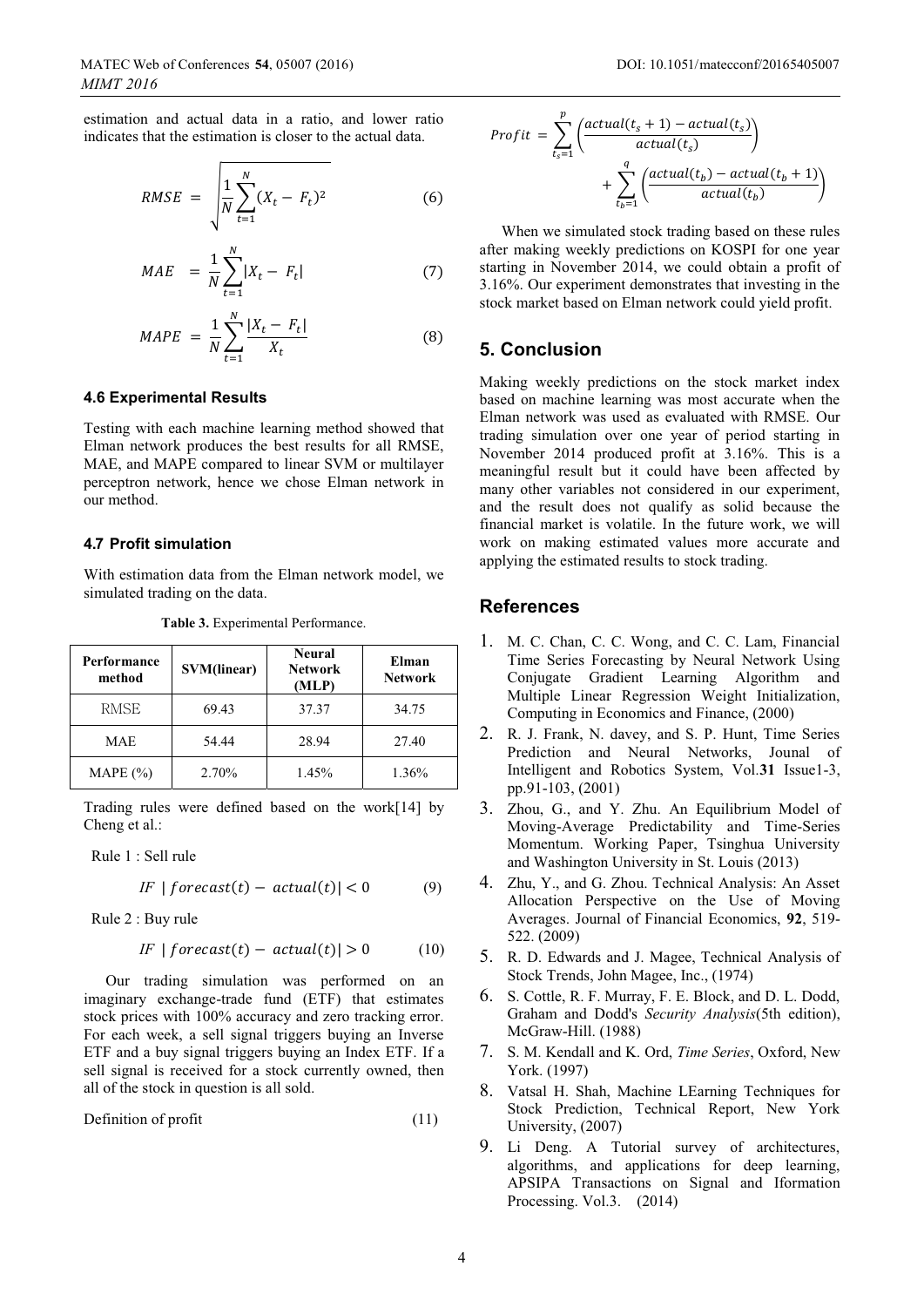estimation and actual data in a ratio, and lower ratio indicates that the estimation is closer to the actual data.

$$RMSE = \sqrt{\frac{1}{N}\sum_{t=1}^{N}(X_t - F_t)^2} \quad (6)$$

$$MAE = \frac{1}{N}\sum_{t=1}^{N}|X_t - F_t| \quad (7)$$

$$MAPE = \frac{1}{N}\sum_{t=1}^{N}\frac{|X_t - F_t|}{X_t} \quad (8)$$

### 4.6 Experimental Results

Testing with each machine learning method showed that Elman network produces the best results for all RMSE, MAE, and MAPE compared to linear SVM or multilayer perceptron network, hence we chose Elman network in our method.

### 4.7 Profit simulation

With estimation data from the Elman network model, we simulated trading on the data.

**Table 3.** Experimental Performance.

| Performance method | SVM(linear) | Neural Network (MLP) | Elman Network |
|---|---|---|---|
| RMSE | 69.43 | 37.37 | 34.75 |
| MAE | 54.44 | 28.94 | 27.40 |
| MAPE (%) | 2.70% | 1.45% | 1.36% |

Trading rules were defined based on the work[14] by Cheng et al.:

Rule 1 : Sell rule

$$IF \ |forecast(t) - actual(t)| < 0 \quad (9)$$

Rule 2 : Buy rule

$$IF \ |forecast(t) - actual(t)| > 0 \quad (10)$$

Our trading simulation was performed on an imaginary exchange-trade fund (ETF) that estimates stock prices with 100% accuracy and zero tracking error. For each week, a sell signal triggers buying an Inverse ETF and a buy signal triggers buying an Index ETF. If a sell signal is received for a stock currently owned, then all of the stock in question is all sold.

Definition of profit (11)

$$Profit = \sum_{t_s=1}^{p}\left(\frac{actual(t_s+1) - actual(t_s)}{actual(t_s)}\right) + \sum_{t_b=1}^{q}\left(\frac{actual(t_b) - actual(t_b+1)}{actual(t_b)}\right)$$

When we simulated stock trading based on these rules after making weekly predictions on KOSPI for one year starting in November 2014, we could obtain a profit of 3.16%. Our experiment demonstrates that investing in the stock market based on Elman network could yield profit.

## 5. Conclusion

Making weekly predictions on the stock market index based on machine learning was most accurate when the Elman network was used as evaluated with RMSE. Our trading simulation over one year of period starting in November 2014 produced profit at 3.16%. This is a meaningful result but it could have been affected by many other variables not considered in our experiment, and the result does not qualify as solid because the financial market is volatile. In the future work, we will work on making estimated values more accurate and applying the estimated results to stock trading.

## References

1. M. C. Chan, C. C. Wong, and C. C. Lam, Financial Time Series Forecasting by Neural Network Using Conjugate Gradient Learning Algorithm and Multiple Linear Regression Weight Initialization, Computing in Economics and Finance, (2000)
2. R. J. Frank, N. davey, and S. P. Hunt, Time Series Prediction and Neural Networks, Jounal of Intelligent and Robotics System, Vol.**31** Issue1-3, pp.91-103, (2001)
3. Zhou, G., and Y. Zhu. An Equilibrium Model of Moving-Average Predictability and Time-Series Momentum. Working Paper, Tsinghua University and Washington University in St. Louis (2013)
4. Zhu, Y., and G. Zhou. Technical Analysis: An Asset Allocation Perspective on the Use of Moving Averages. Journal of Financial Economics, **92**, 519-522. (2009)
5. R. D. Edwards and J. Magee, Technical Analysis of Stock Trends, John Magee, Inc., (1974)
6. S. Cottle, R. F. Murray, F. E. Block, and D. L. Dodd, Graham and Dodd's *Security Analysis*(5th edition), McGraw-Hill. (1988)
7. S. M. Kendall and K. Ord, *Time Series*, Oxford, New York. (1997)
8. Vatsal H. Shah, Machine LEarning Techniques for Stock Prediction, Technical Report, New York University, (2007)
9. Li Deng. A Tutorial survey of architectures, algorithms, and applications for deep learning, APSIPA Transactions on Signal and Iformation Processing. Vol.3. (2014)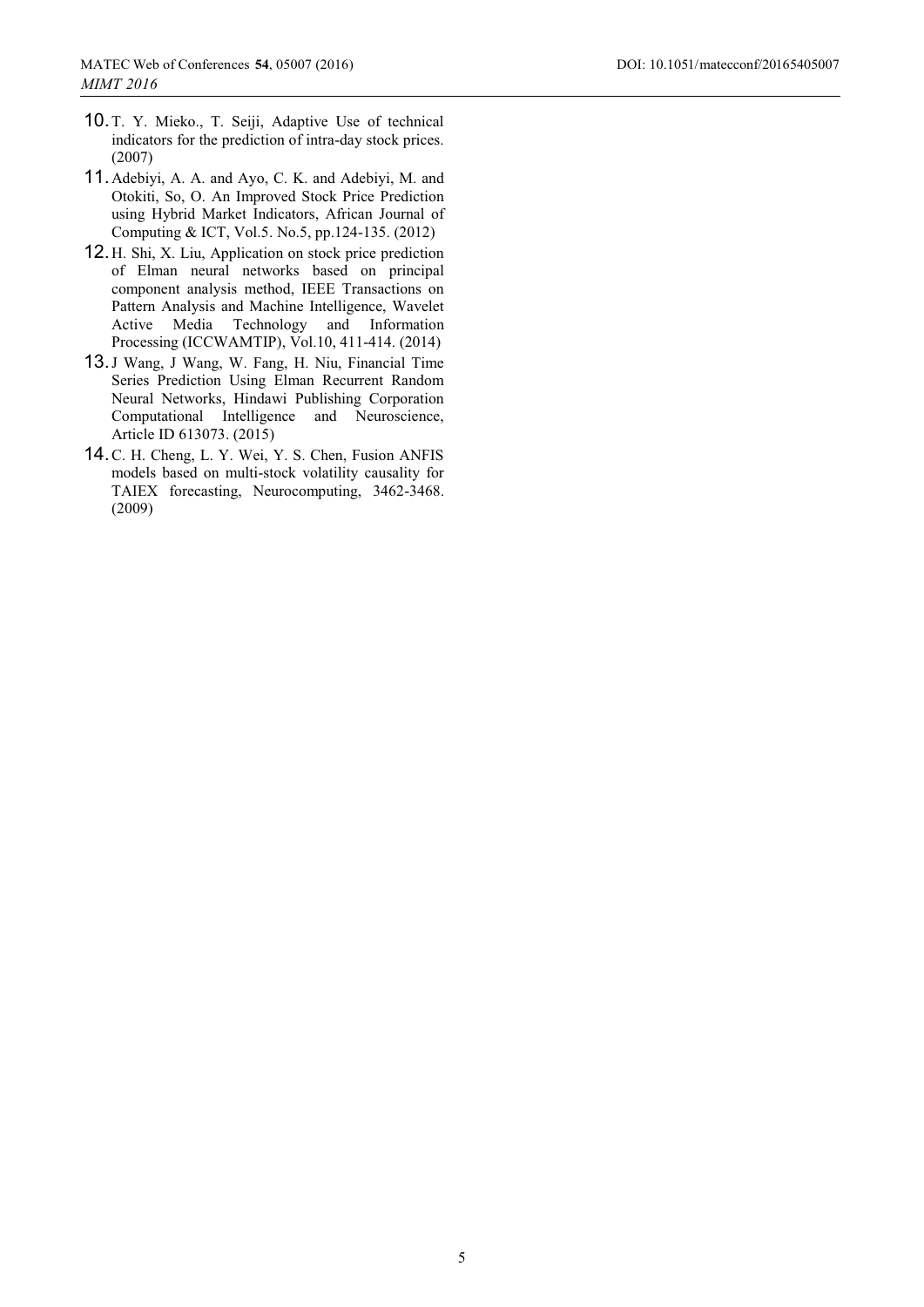10. T. Y. Mieko., T. Seiji, Adaptive Use of technical indicators for the prediction of intra-day stock prices. (2007)
11. Adebiyi, A. A. and Ayo, C. K. and Adebiyi, M. and Otokiti, So, O. An Improved Stock Price Prediction using Hybrid Market Indicators, African Journal of Computing & ICT, Vol.5. No.5, pp.124-135. (2012)
12. H. Shi, X. Liu, Application on stock price prediction of Elman neural networks based on principal component analysis method, IEEE Transactions on Pattern Analysis and Machine Intelligence, Wavelet Active Media Technology and Information Processing (ICCWAMTIP), Vol.10, 411-414. (2014)
13. J Wang, J Wang, W. Fang, H. Niu, Financial Time Series Prediction Using Elman Recurrent Random Neural Networks, Hindawi Publishing Corporation Computational Intelligence and Neuroscience, Article ID 613073. (2015)
14. C. H. Cheng, L. Y. Wei, Y. S. Chen, Fusion ANFIS models based on multi-stock volatility causality for TAIEX forecasting, Neurocomputing, 3462-3468. (2009)